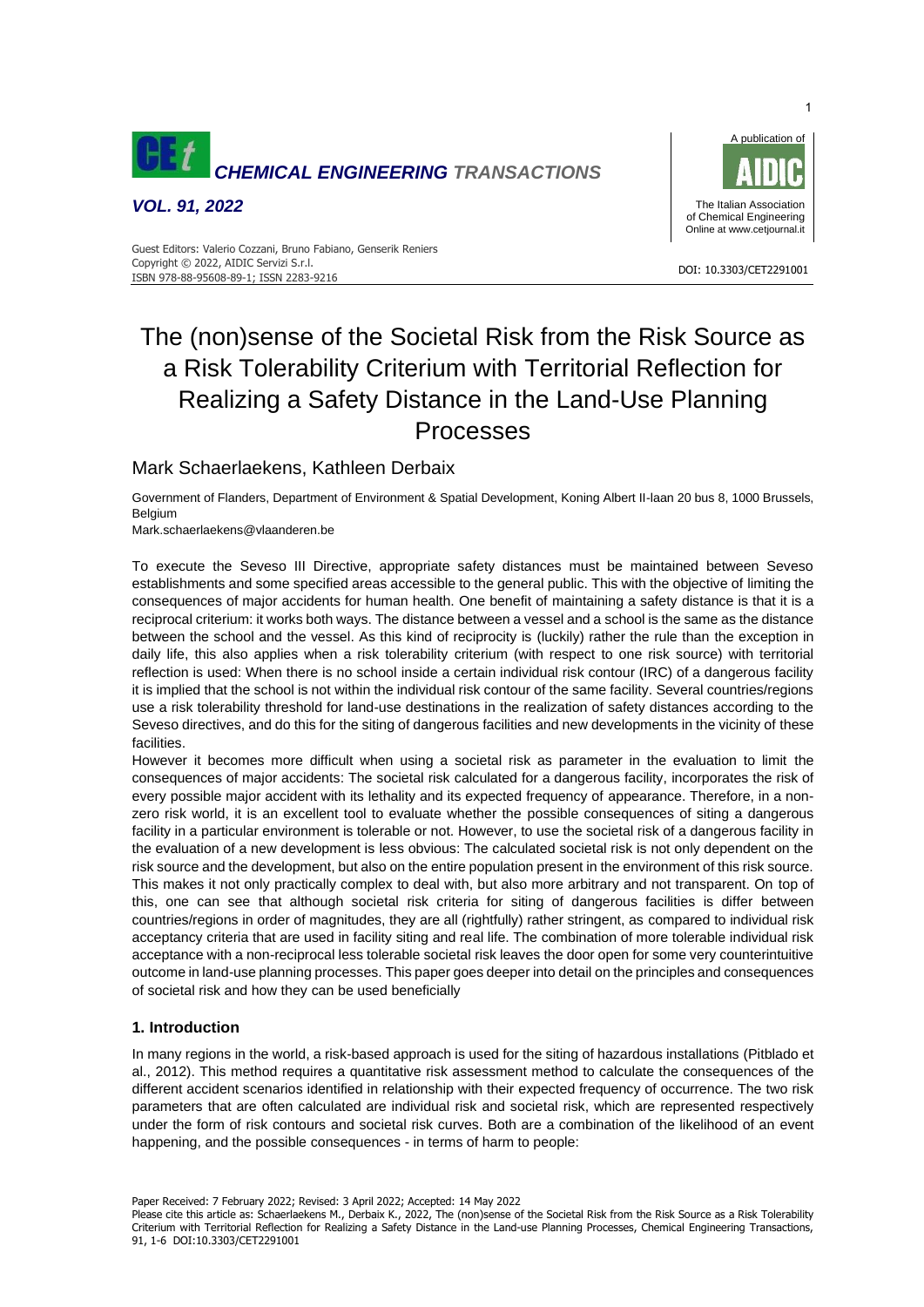# The (non)sense of the Societal Risk from the Risk Source as a Risk Tolerability Criterium with Territorial Reflection for Realizing a Safety Distance in the Land-Use Planning Processes

Mark Schaerlaekens, Kathleen Derbaix

Government of Flanders, Department of Environment & Spatial Development, Koning Albert II-laan 20 bus 8, 1000 Brussels, Belgium

Mark.schaerlaekens@vlaanderen.be

To execute the Seveso III Directive, appropriate safety distances must be maintained between Seveso establishments and some specified areas accessible to the general public. This with the objective of limiting the consequences of major accidents for human health. One benefit of maintaining a safety distance is that it is a reciprocal criterium: it works both ways. The distance between a vessel and a school is the same as the distance between the school and the vessel. As this kind of reciprocity is (luckily) rather the rule than the exception in daily life, this also applies when a risk tolerability criterium (with respect to one risk source) with territorial reflection is used: When there is no school inside a certain individual risk contour (IRC) of a dangerous facility it is implied that the school is not within the individual risk contour of the same facility. Several countries/regions use a risk tolerability threshold for land-use destinations in the realization of safety distances according to the Seveso directives, and do this for the siting of dangerous facilities and new developments in the vicinity of these facilities.

However it becomes more difficult when using a societal risk as parameter in the evaluation to limit the consequences of major accidents: The societal risk calculated for a dangerous facility, incorporates the risk of every possible major accident with its lethality and its expected frequency of appearance. Therefore, in a non-zero risk world, it is an excellent tool to evaluate whether the possible consequences of siting a dangerous facility in a particular environment is tolerable or not. However, to use the societal risk of a dangerous facility in the evaluation of a new development is less obvious: The calculated societal risk is not only dependent on the risk source and the development, but also on the entire population present in the environment of this risk source. This makes it not only practically complex to deal with, but also more arbitrary and not transparent. On top of this, one can see that although societal risk criteria for siting of dangerous facilities is differ between countries/regions in order of magnitudes, they are all (rightfully) rather stringent, as compared to individual risk acceptancy criteria that are used in facility siting and real life. The combination of more tolerable individual risk acceptance with a non-reciprocal less tolerable societal risk leaves the door open for some very counterintuitive outcome in land-use planning processes. This paper goes deeper into detail on the principles and consequences of societal risk and how they can be used beneficially

## 1. Introduction

In many regions in the world, a risk-based approach is used for the siting of hazardous installations (Pitblado et al., 2012). This method requires a quantitative risk assessment method to calculate the consequences of the different accident scenarios identified in relationship with their expected frequency of occurrence. The two risk parameters that are often calculated are individual risk and societal risk, which are represented respectively under the form of risk contours and societal risk curves. Both are a combination of the likelihood of an event happening, and the possible consequences - in terms of harm to people: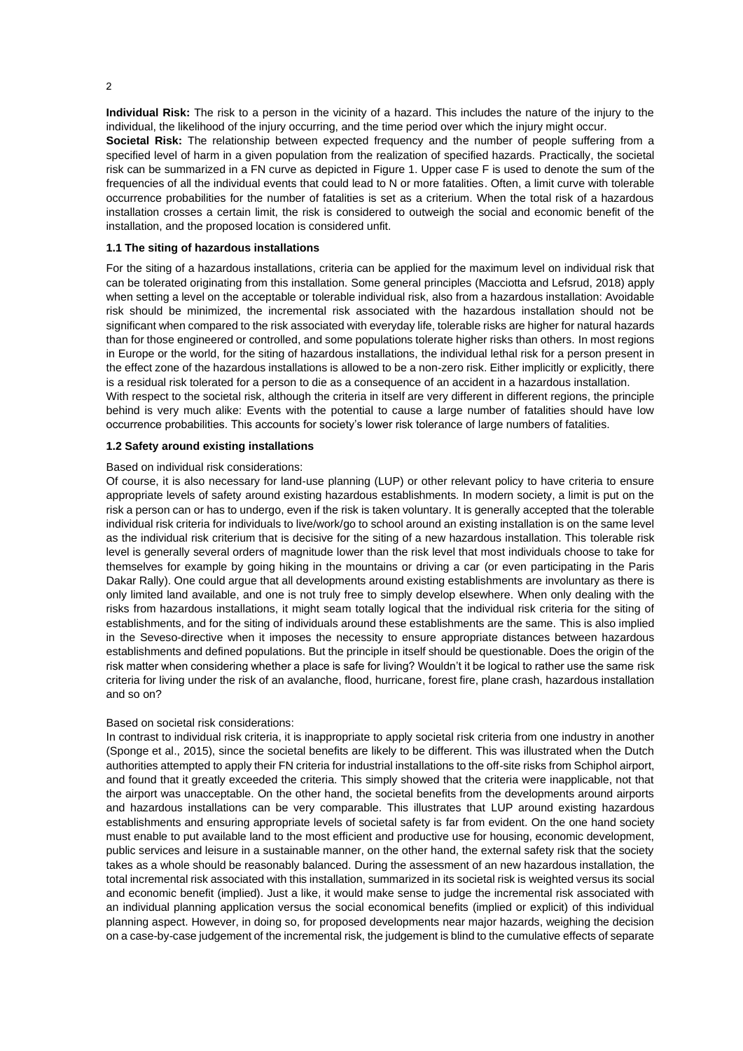**Individual Risk:** The risk to a person in the vicinity of a hazard. This includes the nature of the injury to the individual, the likelihood of the injury occurring, and the time period over which the injury might occur.

**Societal Risk:** The relationship between expected frequency and the number of people suffering from a specified level of harm in a given population from the realization of specified hazards. Practically, the societal risk can be summarized in a FN curve as depicted in Figure 1. Upper case F is used to denote the sum of the frequencies of all the individual events that could lead to N or more fatalities. Often, a limit curve with tolerable occurrence probabilities for the number of fatalities is set as a criterium. When the total risk of a hazardous installation crosses a certain limit, the risk is considered to outweigh the social and economic benefit of the installation, and the proposed location is considered unfit.

### 1.1 The siting of hazardous installations

For the siting of a hazardous installations, criteria can be applied for the maximum level on individual risk that can be tolerated originating from this installation. Some general principles (Macciotta and Lefsrud, 2018) apply when setting a level on the acceptable or tolerable individual risk, also from a hazardous installation: Avoidable risk should be minimized, the incremental risk associated with the hazardous installation should not be significant when compared to the risk associated with everyday life, tolerable risks are higher for natural hazards than for those engineered or controlled, and some populations tolerate higher risks than others. In most regions in Europe or the world, for the siting of hazardous installations, the individual lethal risk for a person present in the effect zone of the hazardous installations is allowed to be a non-zero risk. Either implicitly or explicitly, there is a residual risk tolerated for a person to die as a consequence of an accident in a hazardous installation.

With respect to the societal risk, although the criteria in itself are very different in different regions, the principle behind is very much alike: Events with the potential to cause a large number of fatalities should have low occurrence probabilities. This accounts for society's lower risk tolerance of large numbers of fatalities.

### 1.2 Safety around existing installations

Based on individual risk considerations:

Of course, it is also necessary for land-use planning (LUP) or other relevant policy to have criteria to ensure appropriate levels of safety around existing hazardous establishments. In modern society, a limit is put on the risk a person can or has to undergo, even if the risk is taken voluntary. It is generally accepted that the tolerable individual risk criteria for individuals to live/work/go to school around an existing installation is on the same level as the individual risk criterium that is decisive for the siting of a new hazardous installation. This tolerable risk level is generally several orders of magnitude lower than the risk level that most individuals choose to take for themselves for example by going hiking in the mountains or driving a car (or even participating in the Paris Dakar Rally). One could argue that all developments around existing establishments are involuntary as there is only limited land available, and one is not truly free to simply develop elsewhere. When only dealing with the risks from hazardous installations, it might seam totally logical that the individual risk criteria for the siting of establishments, and for the siting of individuals around these establishments are the same. This is also implied in the Seveso-directive when it imposes the necessity to ensure appropriate distances between hazardous establishments and defined populations. But the principle in itself should be questionable. Does the origin of the risk matter when considering whether a place is safe for living? Wouldn't it be logical to rather use the same risk criteria for living under the risk of an avalanche, flood, hurricane, forest fire, plane crash, hazardous installation and so on?

Based on societal risk considerations:

In contrast to individual risk criteria, it is inappropriate to apply societal risk criteria from one industry in another (Sponge et al., 2015), since the societal benefits are likely to be different. This was illustrated when the Dutch authorities attempted to apply their FN criteria for industrial installations to the off-site risks from Schiphol airport, and found that it greatly exceeded the criteria. This simply showed that the criteria were inapplicable, not that the airport was unacceptable. On the other hand, the societal benefits from the developments around airports and hazardous installations can be very comparable. This illustrates that LUP around existing hazardous establishments and ensuring appropriate levels of societal safety is far from evident. On the one hand society must enable to put available land to the most efficient and productive use for housing, economic development, public services and leisure in a sustainable manner, on the other hand, the external safety risk that the society takes as a whole should be reasonably balanced. During the assessment of an new hazardous installation, the total incremental risk associated with this installation, summarized in its societal risk is weighted versus its social and economic benefit (implied). Just a like, it would make sense to judge the incremental risk associated with an individual planning application versus the social economical benefits (implied or explicit) of this individual planning aspect. However, in doing so, for proposed developments near major hazards, weighing the decision on a case-by-case judgement of the incremental risk, the judgement is blind to the cumulative effects of separate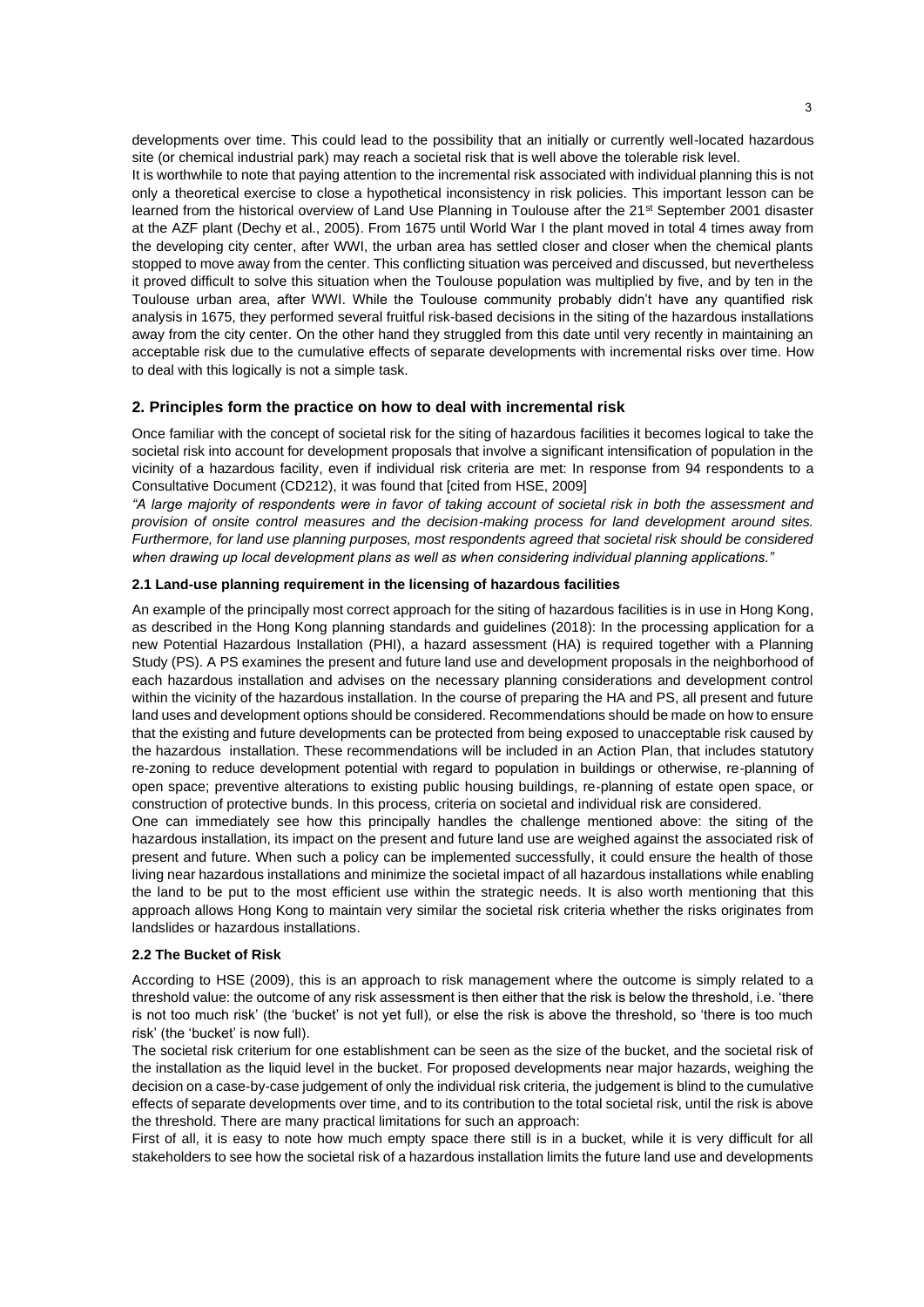developments over time. This could lead to the possibility that an initially or currently well-located hazardous site (or chemical industrial park) may reach a societal risk that is well above the tolerable risk level.

It is worthwhile to note that paying attention to the incremental risk associated with individual planning this is not only a theoretical exercise to close a hypothetical inconsistency in risk policies. This important lesson can be learned from the historical overview of Land Use Planning in Toulouse after the 21st September 2001 disaster at the AZF plant (Dechy et al., 2005). From 1675 until World War I the plant moved in total 4 times away from the developing city center, after WWI, the urban area has settled closer and closer when the chemical plants stopped to move away from the center. This conflicting situation was perceived and discussed, but nevertheless it proved difficult to solve this situation when the Toulouse population was multiplied by five, and by ten in the Toulouse urban area, after WWI. While the Toulouse community probably didn't have any quantified risk analysis in 1675, they performed several fruitful risk-based decisions in the siting of the hazardous installations away from the city center. On the other hand they struggled from this date until very recently in maintaining an acceptable risk due to the cumulative effects of separate developments with incremental risks over time. How to deal with this logically is not a simple task.

## 2. Principles form the practice on how to deal with incremental risk

Once familiar with the concept of societal risk for the siting of hazardous facilities it becomes logical to take the societal risk into account for development proposals that involve a significant intensification of population in the vicinity of a hazardous facility, even if individual risk criteria are met: In response from 94 respondents to a Consultative Document (CD212), it was found that [cited from HSE, 2009]

*"A large majority of respondents were in favor of taking account of societal risk in both the assessment and provision of onsite control measures and the decision-making process for land development around sites. Furthermore, for land use planning purposes, most respondents agreed that societal risk should be considered when drawing up local development plans as well as when considering individual planning applications."*

### 2.1 Land-use planning requirement in the licensing of hazardous facilities

An example of the principally most correct approach for the siting of hazardous facilities is in use in Hong Kong, as described in the Hong Kong planning standards and guidelines (2018): In the processing application for a new Potential Hazardous Installation (PHI), a hazard assessment (HA) is required together with a Planning Study (PS). A PS examines the present and future land use and development proposals in the neighborhood of each hazardous installation and advises on the necessary planning considerations and development control within the vicinity of the hazardous installation. In the course of preparing the HA and PS, all present and future land uses and development options should be considered. Recommendations should be made on how to ensure that the existing and future developments can be protected from being exposed to unacceptable risk caused by the hazardous installation. These recommendations will be included in an Action Plan, that includes statutory re-zoning to reduce development potential with regard to population in buildings or otherwise, re-planning of open space; preventive alterations to existing public housing buildings, re-planning of estate open space, or construction of protective bunds. In this process, criteria on societal and individual risk are considered.

One can immediately see how this principally handles the challenge mentioned above: the siting of the hazardous installation, its impact on the present and future land use are weighed against the associated risk of present and future. When such a policy can be implemented successfully, it could ensure the health of those living near hazardous installations and minimize the societal impact of all hazardous installations while enabling the land to be put to the most efficient use within the strategic needs. It is also worth mentioning that this approach allows Hong Kong to maintain very similar the societal risk criteria whether the risks originates from landslides or hazardous installations.

### 2.2 The Bucket of Risk

According to HSE (2009), this is an approach to risk management where the outcome is simply related to a threshold value: the outcome of any risk assessment is then either that the risk is below the threshold, i.e. 'there is not too much risk' (the 'bucket' is not yet full), or else the risk is above the threshold, so 'there is too much risk' (the 'bucket' is now full).

The societal risk criterium for one establishment can be seen as the size of the bucket, and the societal risk of the installation as the liquid level in the bucket. For proposed developments near major hazards, weighing the decision on a case-by-case judgement of only the individual risk criteria, the judgement is blind to the cumulative effects of separate developments over time, and to its contribution to the total societal risk, until the risk is above the threshold. There are many practical limitations for such an approach:

First of all, it is easy to note how much empty space there still is in a bucket, while it is very difficult for all stakeholders to see how the societal risk of a hazardous installation limits the future land use and developments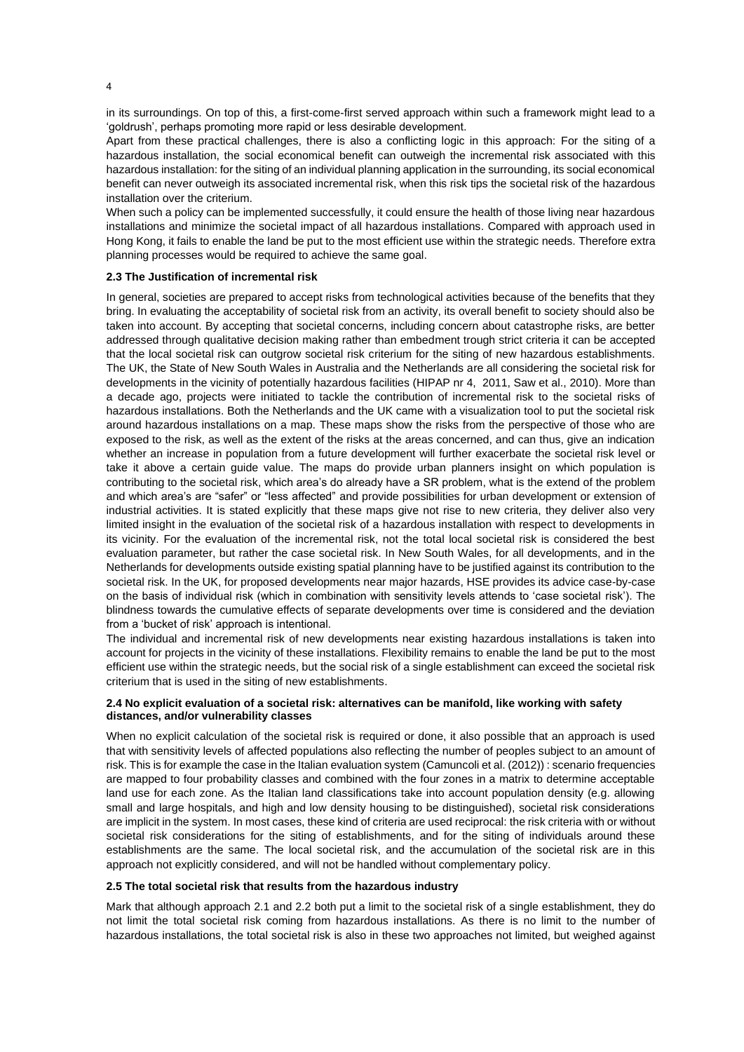in its surroundings. On top of this, a first-come-first served approach within such a framework might lead to a 'goldrush', perhaps promoting more rapid or less desirable development.

Apart from these practical challenges, there is also a conflicting logic in this approach: For the siting of a hazardous installation, the social economical benefit can outweigh the incremental risk associated with this hazardous installation: for the siting of an individual planning application in the surrounding, its social economical benefit can never outweigh its associated incremental risk, when this risk tips the societal risk of the hazardous installation over the criterium.

When such a policy can be implemented successfully, it could ensure the health of those living near hazardous installations and minimize the societal impact of all hazardous installations. Compared with approach used in Hong Kong, it fails to enable the land be put to the most efficient use within the strategic needs. Therefore extra planning processes would be required to achieve the same goal.

### 2.3 The Justification of incremental risk

In general, societies are prepared to accept risks from technological activities because of the benefits that they bring. In evaluating the acceptability of societal risk from an activity, its overall benefit to society should also be taken into account. By accepting that societal concerns, including concern about catastrophe risks, are better addressed through qualitative decision making rather than embedment trough strict criteria it can be accepted that the local societal risk can outgrow societal risk criterium for the siting of new hazardous establishments. The UK, the State of New South Wales in Australia and the Netherlands are all considering the societal risk for developments in the vicinity of potentially hazardous facilities (HIPAP nr 4, 2011, Saw et al., 2010). More than a decade ago, projects were initiated to tackle the contribution of incremental risk to the societal risks of hazardous installations. Both the Netherlands and the UK came with a visualization tool to put the societal risk around hazardous installations on a map. These maps show the risks from the perspective of those who are exposed to the risk, as well as the extent of the risks at the areas concerned, and can thus, give an indication whether an increase in population from a future development will further exacerbate the societal risk level or take it above a certain guide value. The maps do provide urban planners insight on which population is contributing to the societal risk, which area's do already have a SR problem, what is the extend of the problem and which area's are "safer" or "less affected" and provide possibilities for urban development or extension of industrial activities. It is stated explicitly that these maps give not rise to new criteria, they deliver also very limited insight in the evaluation of the societal risk of a hazardous installation with respect to developments in its vicinity. For the evaluation of the incremental risk, not the total local societal risk is considered the best evaluation parameter, but rather the case societal risk. In New South Wales, for all developments, and in the Netherlands for developments outside existing spatial planning have to be justified against its contribution to the societal risk. In the UK, for proposed developments near major hazards, HSE provides its advice case-by-case on the basis of individual risk (which in combination with sensitivity levels attends to 'case societal risk'). The blindness towards the cumulative effects of separate developments over time is considered and the deviation from a 'bucket of risk' approach is intentional.

The individual and incremental risk of new developments near existing hazardous installations is taken into account for projects in the vicinity of these installations. Flexibility remains to enable the land be put to the most efficient use within the strategic needs, but the social risk of a single establishment can exceed the societal risk criterium that is used in the siting of new establishments.

### 2.4 No explicit evaluation of a societal risk: alternatives can be manifold, like working with safety distances, and/or vulnerability classes

When no explicit calculation of the societal risk is required or done, it also possible that an approach is used that with sensitivity levels of affected populations also reflecting the number of peoples subject to an amount of risk. This is for example the case in the Italian evaluation system (Camuncoli et al. (2012)) : scenario frequencies are mapped to four probability classes and combined with the four zones in a matrix to determine acceptable land use for each zone. As the Italian land classifications take into account population density (e.g. allowing small and large hospitals, and high and low density housing to be distinguished), societal risk considerations are implicit in the system. In most cases, these kind of criteria are used reciprocal: the risk criteria with or without societal risk considerations for the siting of establishments, and for the siting of individuals around these establishments are the same. The local societal risk, and the accumulation of the societal risk are in this approach not explicitly considered, and will not be handled without complementary policy.

### 2.5 The total societal risk that results from the hazardous industry

Mark that although approach 2.1 and 2.2 both put a limit to the societal risk of a single establishment, they do not limit the total societal risk coming from hazardous installations. As there is no limit to the number of hazardous installations, the total societal risk is also in these two approaches not limited, but weighed against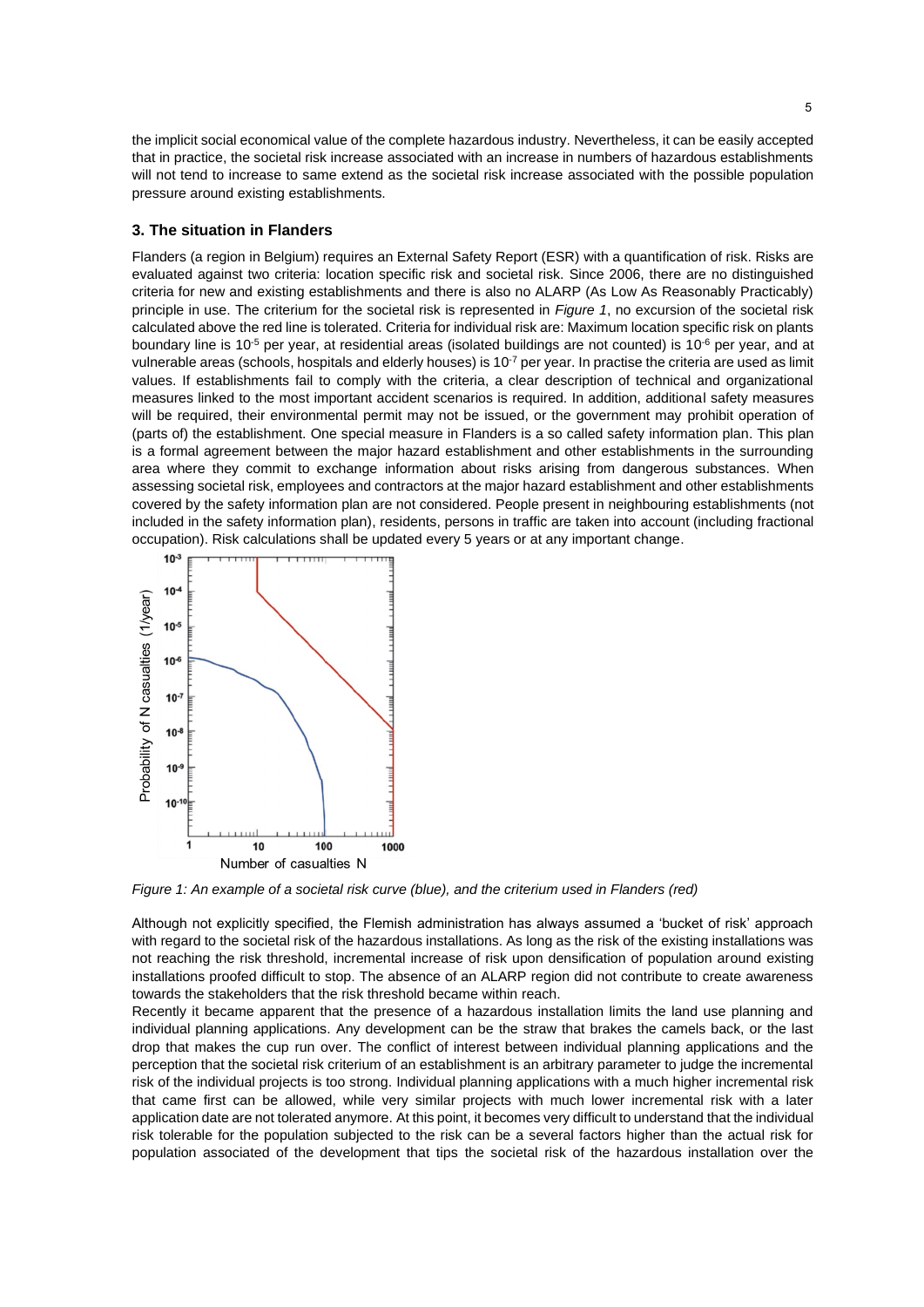the implicit social economical value of the complete hazardous industry. Nevertheless, it can be easily accepted that in practice, the societal risk increase associated with an increase in numbers of hazardous establishments will not tend to increase to same extend as the societal risk increase associated with the possible population pressure around existing establishments.

### 3. The situation in Flanders

Flanders (a region in Belgium) requires an External Safety Report (ESR) with a quantification of risk. Risks are evaluated against two criteria: location specific risk and societal risk. Since 2006, there are no distinguished criteria for new and existing establishments and there is also no ALARP (As Low As Reasonably Practicably) principle in use. The criterium for the societal risk is represented in *Figure 1*, no excursion of the societal risk calculated above the red line is tolerated. Criteria for individual risk are: Maximum location specific risk on plants boundary line is $10^{-5}$ per year, at residential areas (isolated buildings are not counted) is $10^{-6}$ per year, and at vulnerable areas (schools, hospitals and elderly houses) is $10^{-7}$ per year. In practise the criteria are used as limit values. If establishments fail to comply with the criteria, a clear description of technical and organizational measures linked to the most important accident scenarios is required. In addition, additional safety measures will be required, their environmental permit may not be issued, or the government may prohibit operation of (parts of) the establishment. One special measure in Flanders is a so called safety information plan. This plan is a formal agreement between the major hazard establishment and other establishments in the surrounding area where they commit to exchange information about risks arising from dangerous substances. When assessing societal risk, employees and contractors at the major hazard establishment and other establishments covered by the safety information plan are not considered. People present in neighbouring establishments (not included in the safety information plan), residents, persons in traffic are taken into account (including fractional occupation). Risk calculations shall be updated every 5 years or at any important change.

*Figure 1: An example of a societal risk curve (blue), and the criterium used in Flanders (red)*

Although not explicitly specified, the Flemish administration has always assumed a 'bucket of risk' approach with regard to the societal risk of the hazardous installations. As long as the risk of the existing installations was not reaching the risk threshold, incremental increase of risk upon densification of population around existing installations proofed difficult to stop. The absence of an ALARP region did not contribute to create awareness towards the stakeholders that the risk threshold became within reach.

Recently it became apparent that the presence of a hazardous installation limits the land use planning and individual planning applications. Any development can be the straw that brakes the camels back, or the last drop that makes the cup run over. The conflict of interest between individual planning applications and the perception that the societal risk criterium of an establishment is an arbitrary parameter to judge the incremental risk of the individual projects is too strong. Individual planning applications with a much higher incremental risk that came first can be allowed, while very similar projects with much lower incremental risk with a later application date are not tolerated anymore. At this point, it becomes very difficult to understand that the individual risk tolerable for the population subjected to the risk can be a several factors higher than the actual risk for population associated of the development that tips the societal risk of the hazardous installation over the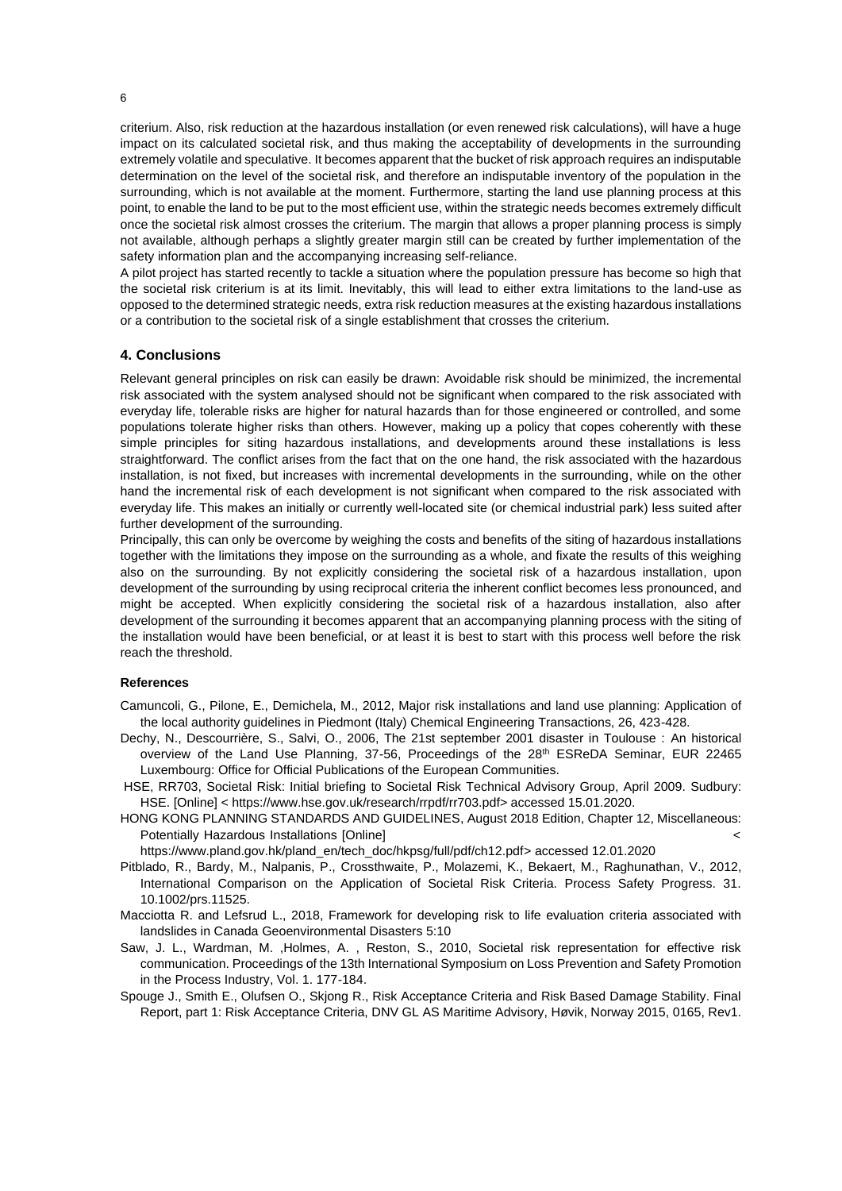criterium. Also, risk reduction at the hazardous installation (or even renewed risk calculations), will have a huge impact on its calculated societal risk, and thus making the acceptability of developments in the surrounding extremely volatile and speculative. It becomes apparent that the bucket of risk approach requires an indisputable determination on the level of the societal risk, and therefore an indisputable inventory of the population in the surrounding, which is not available at the moment. Furthermore, starting the land use planning process at this point, to enable the land to be put to the most efficient use, within the strategic needs becomes extremely difficult once the societal risk almost crosses the criterium. The margin that allows a proper planning process is simply not available, although perhaps a slightly greater margin still can be created by further implementation of the safety information plan and the accompanying increasing self-reliance.

A pilot project has started recently to tackle a situation where the population pressure has become so high that the societal risk criterium is at its limit. Inevitably, this will lead to either extra limitations to the land-use as opposed to the determined strategic needs, extra risk reduction measures at the existing hazardous installations or a contribution to the societal risk of a single establishment that crosses the criterium.

## 4. Conclusions

Relevant general principles on risk can easily be drawn: Avoidable risk should be minimized, the incremental risk associated with the system analysed should not be significant when compared to the risk associated with everyday life, tolerable risks are higher for natural hazards than for those engineered or controlled, and some populations tolerate higher risks than others. However, making up a policy that copes coherently with these simple principles for siting hazardous installations, and developments around these installations is less straightforward. The conflict arises from the fact that on the one hand, the risk associated with the hazardous installation, is not fixed, but increases with incremental developments in the surrounding, while on the other hand the incremental risk of each development is not significant when compared to the risk associated with everyday life. This makes an initially or currently well-located site (or chemical industrial park) less suited after further development of the surrounding.

Principally, this can only be overcome by weighing the costs and benefits of the siting of hazardous installations together with the limitations they impose on the surrounding as a whole, and fixate the results of this weighing also on the surrounding. By not explicitly considering the societal risk of a hazardous installation, upon development of the surrounding by using reciprocal criteria the inherent conflict becomes less pronounced, and might be accepted. When explicitly considering the societal risk of a hazardous installation, also after development of the surrounding it becomes apparent that an accompanying planning process with the siting of the installation would have been beneficial, or at least it is best to start with this process well before the risk reach the threshold.

### References

Camuncoli, G., Pilone, E., Demichela, M., 2012, Major risk installations and land use planning: Application of the local authority guidelines in Piedmont (Italy) Chemical Engineering Transactions, 26, 423-428.

Dechy, N., Descourrière, S., Salvi, O., 2006, The 21st september 2001 disaster in Toulouse : An historical overview of the Land Use Planning, 37-56, Proceedings of the 28th ESReDA Seminar, EUR 22465 Luxembourg: Office for Official Publications of the European Communities.

HSE, RR703, Societal Risk: Initial briefing to Societal Risk Technical Advisory Group, April 2009. Sudbury: HSE. [Online] < https://www.hse.gov.uk/research/rrpdf/rr703.pdf> accessed 15.01.2020.

HONG KONG PLANNING STANDARDS AND GUIDELINES, August 2018 Edition, Chapter 12, Miscellaneous: Potentially Hazardous Installations [Online] < https://www.pland.gov.hk/pland_en/tech_doc/hkpsg/full/pdf/ch12.pdf> accessed 12.01.2020

Pitblado, R., Bardy, M., Nalpanis, P., Crossthwaite, P., Molazemi, K., Bekaert, M., Raghunathan, V., 2012, International Comparison on the Application of Societal Risk Criteria. Process Safety Progress. 31. 10.1002/prs.11525.

Macciotta R. and Lefsrud L., 2018, Framework for developing risk to life evaluation criteria associated with landslides in Canada Geoenvironmental Disasters 5:10

Saw, J. L., Wardman, M. ,Holmes, A. , Reston, S., 2010, Societal risk representation for effective risk communication. Proceedings of the 13th International Symposium on Loss Prevention and Safety Promotion in the Process Industry, Vol. 1. 177-184.

Spouge J., Smith E., Olufsen O., Skjong R., Risk Acceptance Criteria and Risk Based Damage Stability. Final Report, part 1: Risk Acceptance Criteria, DNV GL AS Maritime Advisory, Høvik, Norway 2015, 0165, Rev1.